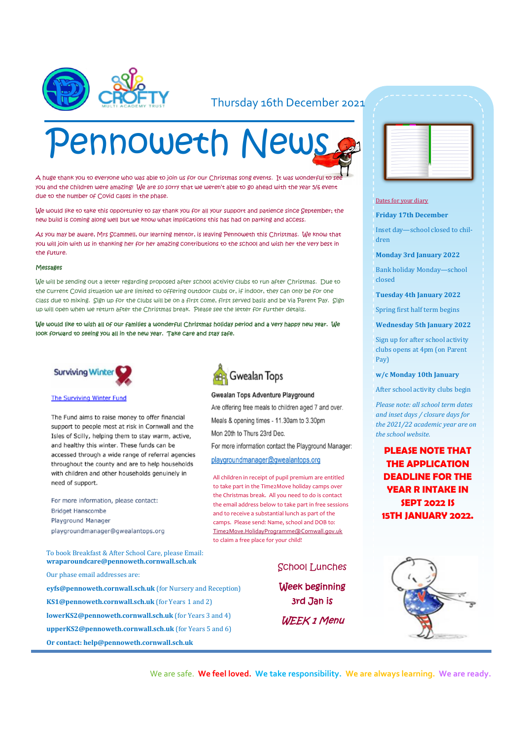Thursday 16th December 2021

# Pennoweth News

A huge thank you to everyone who was able to join us for our Christmas song events. It was wonderful to see you and the children were amazing! We are so sorry that we weren't able to go ahead with the year 5/6 event due to the number of Covid cases in the phase.

We would like to take this opportunity to say thank you for all your support and patience since September; the new build is coming along well but we know what implications this has had on parking and access.

As you may be aware, Mrs Scammell, our learning mentor, is leaving Pennoweth this Christmas. We know that you will join with us in thanking her for her amazing contributions to the school and wish her the very best in the future.

### Messages

We will be sending out a letter regarding proposed after school activity clubs to run after Christmas. Due to the current Covid situation we are limited to offering outdoor clubs or, if indoor, they can only be for one class due to mixing. Sign up for the clubs will be on a first come, first served basis and be via Parent Pay. Sign up will open when we return after the Christmas break. Please see the letter for further details.

**We would like to wish all of our families a wonderful Christmas holiday period and a very happy new year. We look forward to seeing you all in the new year. Take care and stay safe.**

## Surviving Winter

The Surviving Winter Fund

The Fund aims to raise money to offer financial support to people most at risk in Cornwall and the Isles of Scilly, helping them to stay warm, active, and healthy this winter. These funds can be accessed through a wide range of referral agencies throughout the county and are to help households with children and other households genuinely in need of support.

For more information, please contact:
Bridget Hanscombe
Playground Manager
playgroundmanager@gwealantops.org

## Gwealan Tops

**Gwealan Tops Adventure Playground**

Are offering free meals to children aged 7 and over.

Meals & opening times - 11.30am to 3.30pm

Mon 20th to Thurs 23rd Dec.

For more information contact the Playground Manager:

playgroundmanager@gwealantops.org

All children in receipt of pupil premium are entitled to take part in the Time2Move holiday camps over the Christmas break. All you need to do is contact the email address below to take part in free sessions and to receive a substantial lunch as part of the camps. Please send: Name, school and DOB to: Time2Move.HolidayProgramme@Cornwall.gov.uk to claim a free place for your child!

To book Breakfast & After School Care, please Email: **wraparoundcare@pennoweth.cornwall.sch.uk**

Our phase email addresses are:

**eyfs@pennoweth.cornwall.sch.uk** (for Nursery and Reception)

**KS1@pennoweth.cornwall.sch.uk** (for Years 1 and 2)

**lowerKS2@pennoweth.cornwall.sch.uk** (for Years 3 and 4)

**upperKS2@pennoweth.cornwall.sch.uk** (for Years 5 and 6)

**Or contact: help@pennoweth.cornwall.sch.uk**

## School Lunches

**Week beginning 3rd Jan is**

***WEEK 1 Menu***

## Dates for your diary

**Friday 17th December**

Inset day—school closed to children

**Monday 3rd January 2022**

Bank holiday Monday—school closed

**Tuesday 4th January 2022**

Spring first half term begins

**Wednesday 5th January 2022**

Sign up for after school activity clubs opens at 4pm (on Parent Pay)

**w/c Monday 10th January**

After school activity clubs begin

*Please note: all school term dates and inset days / closure days for the 2021/22 academic year are on the school website.*

**PLEASE NOTE THAT THE APPLICATION DEADLINE FOR THE YEAR R INTAKE IN SEPT 2022 IS 15TH JANUARY 2022.**

We are safe. **We feel loved.** **We take responsibility.** **We are always learning.** **We are ready.**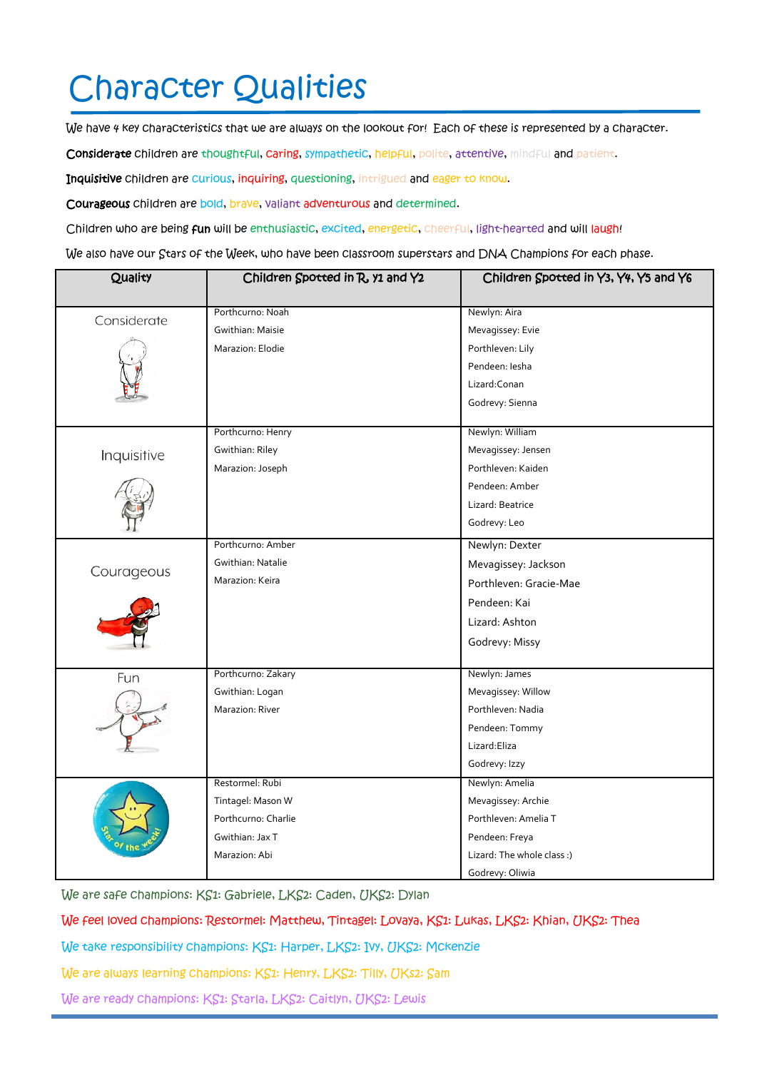# Character Qualities

We have 4 key characteristics that we are always on the lookout for! Each of these is represented by a character.

**Considerate** children are thoughtful, caring, sympathetic, helpful, polite, attentive, mindful and patient.

**Inquisitive** children are curious, inquiring, questioning, intrigued and eager to know.

**Courageous** children are bold, brave, valiant adventurous and determined.

Children who are being **fun** will be enthusiastic, excited, energetic, cheerful, light-hearted and will laugh!

We also have our Stars of the Week, who have been classroom superstars and DNA Champions for each phase.

| Quality | Children Spotted in R, Y1 and Y2 | Children Spotted in Y3, Y4, Y5 and Y6 |
|---|---|---|
| Considerate | Porthcurno: Noah<br>Gwithian: Maisie<br>Marazion: Elodie | Newlyn: Aira<br>Mevagissey: Evie<br>Porthleven: Lily<br>Pendeen: Iesha<br>Lizard:Conan<br>Godrevy: Sienna |
| Inquisitive | Porthcurno: Henry<br>Gwithian: Riley<br>Marazion: Joseph | Newlyn: William<br>Mevagissey: Jensen<br>Porthleven: Kaiden<br>Pendeen: Amber<br>Lizard: Beatrice<br>Godrevy: Leo |
| Courageous | Porthcurno: Amber<br>Gwithian: Natalie<br>Marazion: Keira | Newlyn: Dexter<br>Mevagissey: Jackson<br>Porthleven: Gracie-Mae<br>Pendeen: Kai<br>Lizard: Ashton<br>Godrevy: Missy |
| Fun | Porthcurno: Zakary<br>Gwithian: Logan<br>Marazion: River | Newlyn: James<br>Mevagissey: Willow<br>Porthleven: Nadia<br>Pendeen: Tommy<br>Lizard:Eliza<br>Godrevy: Izzy |
| Star of the week! | Restormel: Rubi<br>Tintagel: Mason W<br>Porthcurno: Charlie<br>Gwithian: Jax T<br>Marazion: Abi | Newlyn: Amelia<br>Mevagissey: Archie<br>Porthleven: Amelia T<br>Pendeen: Freya<br>Lizard: The whole class :)<br>Godrevy: Oliwia |

We are safe champions: KS1: Gabriele, LKS2: Caden, UKS2: Dylan

We feel loved champions: Restormel: Matthew, Tintagel: Lovaya, KS1: Lukas, LKS2: Khian, UKS2: Thea

We take responsibility champions: KS1: Harper, LKS2: Ivy, UKS2: Mckenzie

We are always learning champions: KS1: Henry, LKS2: Tilly, UKS2: Sam

We are ready champions: KS1: Starla, LKS2: Caitlyn, UKS2: Lewis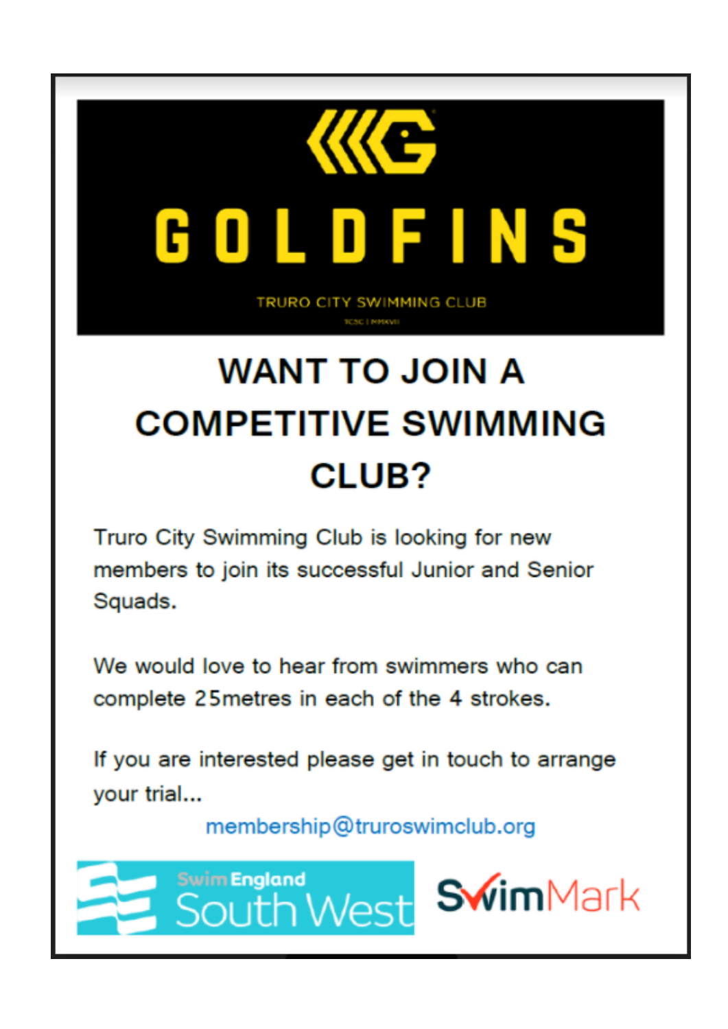GOLDFINS

TRURO CITY SWIMMING CLUB

TCSC | MMXVII

# WANT TO JOIN A COMPETITIVE SWIMMING CLUB?

Truro City Swimming Club is looking for new members to join its successful Junior and Senior Squads.

We would love to hear from swimmers who can complete 25metres in each of the 4 strokes.

If you are interested please get in touch to arrange your trial...

membership@truroswimclub.org

Swim England South West

SwimMark